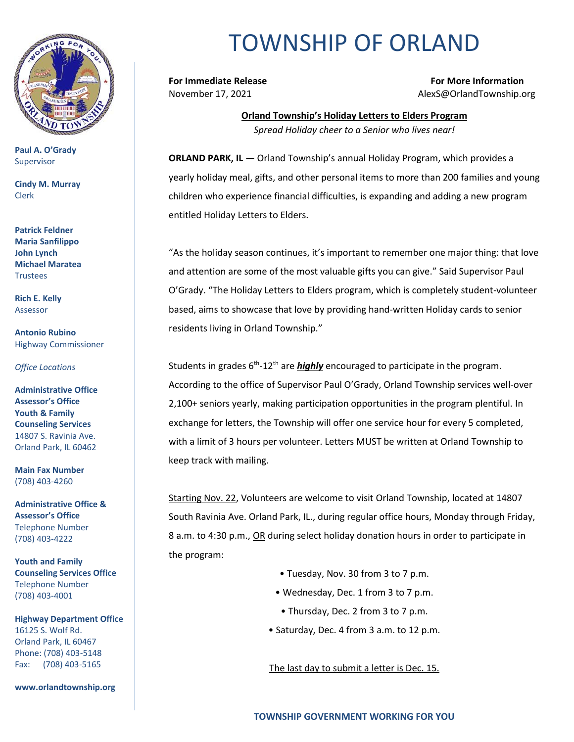# TOWNSHIP OF ORLAND

**Paul A. O'Grady**
Supervisor

**Cindy M. Murray**
Clerk

**Patrick Feldner**
**Maria Sanfilippo**
**John Lynch**
**Michael Maratea**
Trustees

**Rich E. Kelly**
Assessor

**Antonio Rubino**
Highway Commissioner

*Office Locations*

**Administrative Office**
**Assessor's Office**
**Youth & Family Counseling Services**
14807 S. Ravinia Ave.
Orland Park, IL 60462

**Main Fax Number**
(708) 403-4260

**Administrative Office & Assessor's Office**
Telephone Number
(708) 403-4222

**Youth and Family Counseling Services Office**
Telephone Number
(708) 403-4001

**Highway Department Office**
16125 S. Wolf Rd.
Orland Park, IL 60467
Phone: (708) 403-5148
Fax: (708) 403-5165

**www.orlandtownship.org**

---

**For Immediate Release**
November 17, 2021

**For More Information**
AlexS@OrlandTownship.org

**<u>Orland Township's Holiday Letters to Elders Program</u>**

*Spread Holiday cheer to a Senior who lives near!*

**ORLAND PARK, IL —** Orland Township's annual Holiday Program, which provides a yearly holiday meal, gifts, and other personal items to more than 200 families and young children who experience financial difficulties, is expanding and adding a new program entitled Holiday Letters to Elders.

"As the holiday season continues, it's important to remember one major thing: that love and attention are some of the most valuable gifts you can give." Said Supervisor Paul O'Grady. "The Holiday Letters to Elders program, which is completely student-volunteer based, aims to showcase that love by providing hand-written Holiday cards to senior residents living in Orland Township."

Students in grades 6th-12th are ***<u>highly</u>*** encouraged to participate in the program. According to the office of Supervisor Paul O'Grady, Orland Township services well-over 2,100+ seniors yearly, making participation opportunities in the program plentiful. In exchange for letters, the Township will offer one service hour for every 5 completed, with a limit of 3 hours per volunteer. Letters MUST be written at Orland Township to keep track with mailing.

<u>Starting Nov. 22</u>, Volunteers are welcome to visit Orland Township, located at 14807 South Ravinia Ave. Orland Park, IL., during regular office hours, Monday through Friday, 8 a.m. to 4:30 p.m., <u>OR</u> during select holiday donation hours in order to participate in the program:

- Tuesday, Nov. 30 from 3 to 7 p.m.
- Wednesday, Dec. 1 from 3 to 7 p.m.
- Thursday, Dec. 2 from 3 to 7 p.m.
- Saturday, Dec. 4 from 3 a.m. to 12 p.m.

<u>The last day to submit a letter is Dec. 15.</u>

**TOWNSHIP GOVERNMENT WORKING FOR YOU**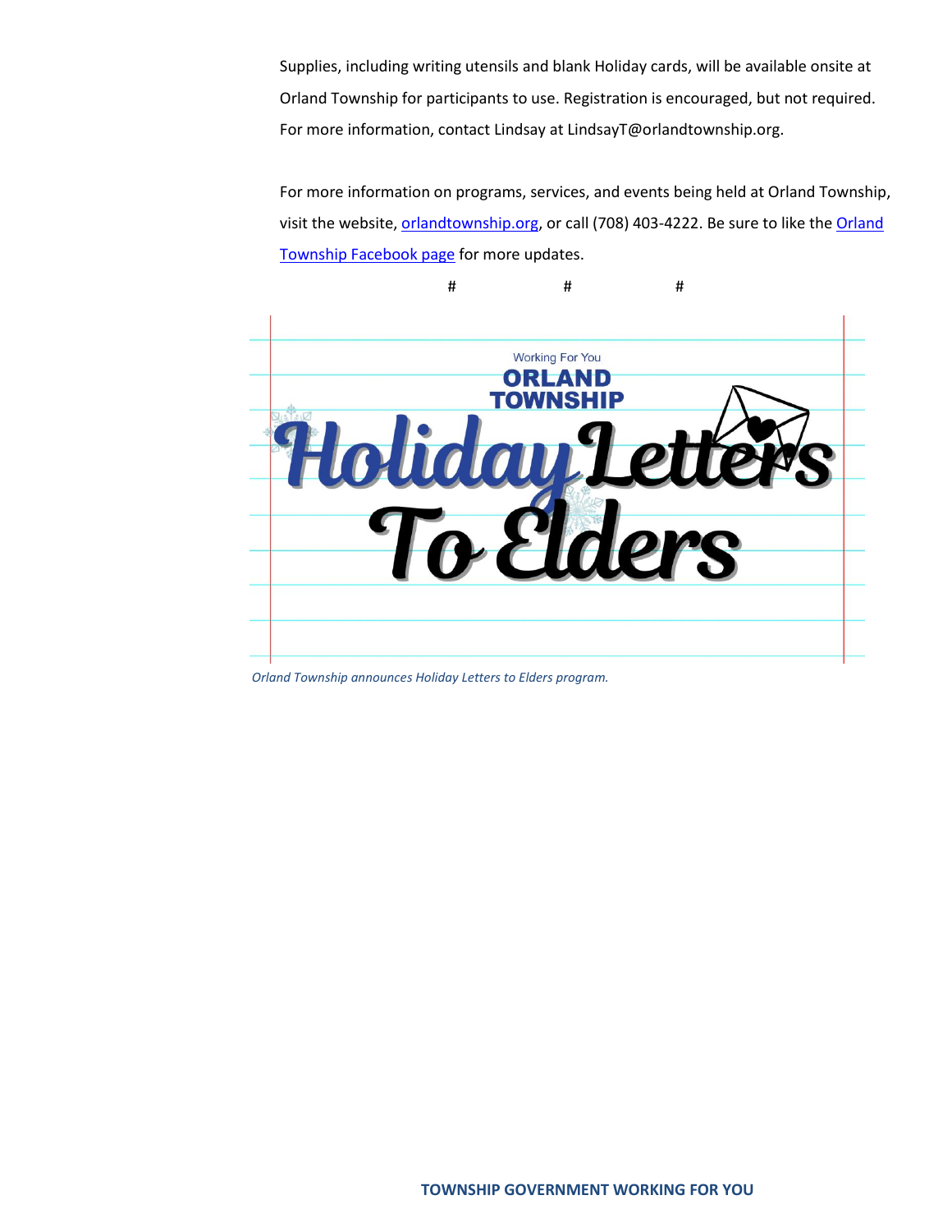Supplies, including writing utensils and blank Holiday cards, will be available onsite at Orland Township for participants to use. Registration is encouraged, but not required. For more information, contact Lindsay at LindsayT@orlandtownship.org.

For more information on programs, services, and events being held at Orland Township, visit the website, [orlandtownship.org](orlandtownship.org), or call (708) 403-4222. Be sure to like the [Orland Township Facebook page](#) for more updates.

# # #

*Orland Township announces Holiday Letters to Elders program.*